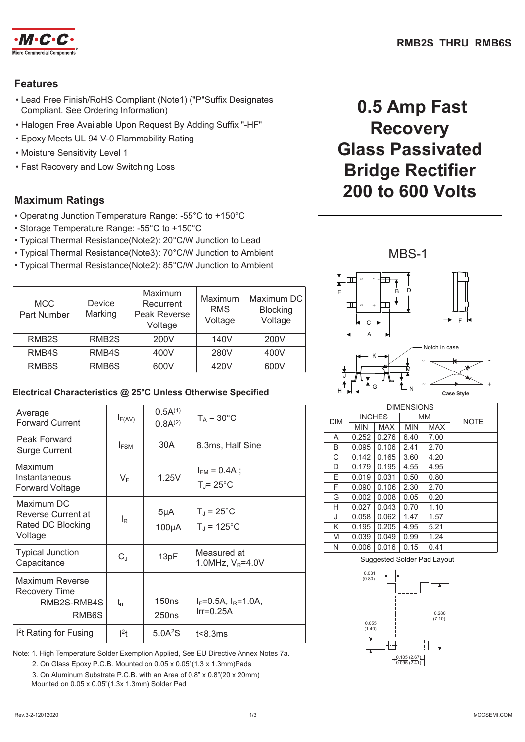# RMB2S THRU RMB6S

## Features

- Lead Free Finish/RoHS Compliant (Note1) ("P"Suffix Designates Compliant. See Ordering Information)
- Halogen Free Available Upon Request By Adding Suffix "-HF"
- Epoxy Meets UL 94 V-0 Flammability Rating
- Moisture Sensitivity Level 1
- Fast Recovery and Low Switching Loss

# 0.5 Amp Fast Recovery Glass Passivated Bridge Rectifier 200 to 600 Volts

## Maximum Ratings

- Operating Junction Temperature Range: -55°C to +150°C
- Storage Temperature Range: -55°C to +150°C
- Typical Thermal Resistance(Note2): 20°C/W Junction to Lead
- Typical Thermal Resistance(Note3): 70°C/W Junction to Ambient
- Typical Thermal Resistance(Note2): 85°C/W Junction to Ambient

| MCC Part Number | Device Marking | Maximum Recurrent Peak Reverse Voltage | Maximum RMS Voltage | Maximum DC Blocking Voltage |
|---|---|---|---|---|
| RMB2S | RMB2S | 200V | 140V | 200V |
| RMB4S | RMB4S | 400V | 280V | 400V |
| RMB6S | RMB6S | 600V | 420V | 600V |

### Electrical Characteristics @ 25°C Unless Otherwise Specified

| | | | |
|---|---|---|---|
| Average Forward Current | $I_{F(AV)}$ | 0.5A[1] 0.8A[2] | $T_A$ = 30°C |
| Peak Forward Surge Current | $I_{FSM}$ | 30A | 8.3ms, Half Sine |
| Maximum Instantaneous Forward Voltage | $V_F$ | 1.25V | $I_{FM}$ = 0.4A ; $T_J$= 25°C |
| Maximum DC Reverse Current at Rated DC Blocking Voltage | $I_R$ | 5μA 100μA | $T_J$ = 25°C $T_J$ = 125°C |
| Typical Junction Capacitance | $C_J$ | 13pF | Measured at 1.0MHz, $V_R$=4.0V |
| Maximum Reverse Recovery Time RMB2S-RMB4S RMB6S | $t_{rr}$ | 150ns 250ns | $I_F$=0.5A, $I_R$=1.0A, Irr=0.25A |
| $I^2t$ Rating for Fusing | $I^2t$ | 5.0A$^2$S | t<8.3ms |

Note: 1. High Temperature Solder Exemption Applied, See EU Directive Annex Notes 7a.
2. On Glass Epoxy P.C.B. Mounted on 0.05 x 0.05"(1.3 x 1.3mm)Pads
3. On Aluminum Substrate P.C.B. with an Area of 0.8" x 0.8"(20 x 20mm) Mounted on 0.05 x 0.05"(1.3x 1.3mm) Solder Pad

## MBS-1

Notch in case

Case Style

| DIM | INCHES | | MM | | NOTE |
|---|---|---|---|---|---|
| | MIN | MAX | MIN | MAX | |
| A | 0.252 | 0.276 | 6.40 | 7.00 | |
| B | 0.095 | 0.106 | 2.41 | 2.70 | |
| C | 0.142 | 0.165 | 3.60 | 4.20 | |
| D | 0.179 | 0.195 | 4.55 | 4.95 | |
| E | 0.019 | 0.031 | 0.50 | 0.80 | |
| F | 0.090 | 0.106 | 2.30 | 2.70 | |
| G | 0.002 | 0.008 | 0.05 | 0.20 | |
| H | 0.027 | 0.043 | 0.70 | 1.10 | |
| J | 0.058 | 0.062 | 1.47 | 1.57 | |
| K | 0.195 | 0.205 | 4.95 | 5.21 | |
| M | 0.039 | 0.049 | 0.99 | 1.24 | |
| N | 0.006 | 0.016 | 0.15 | 0.41 | |

Suggested Solder Pad Layout

0.031 (0.80)

0.280 (7.10)

0.055 (1.40)

0.105 (2.67)
0.095 (2.41)

Rev.3-2-12012020

MCCSEMI.COM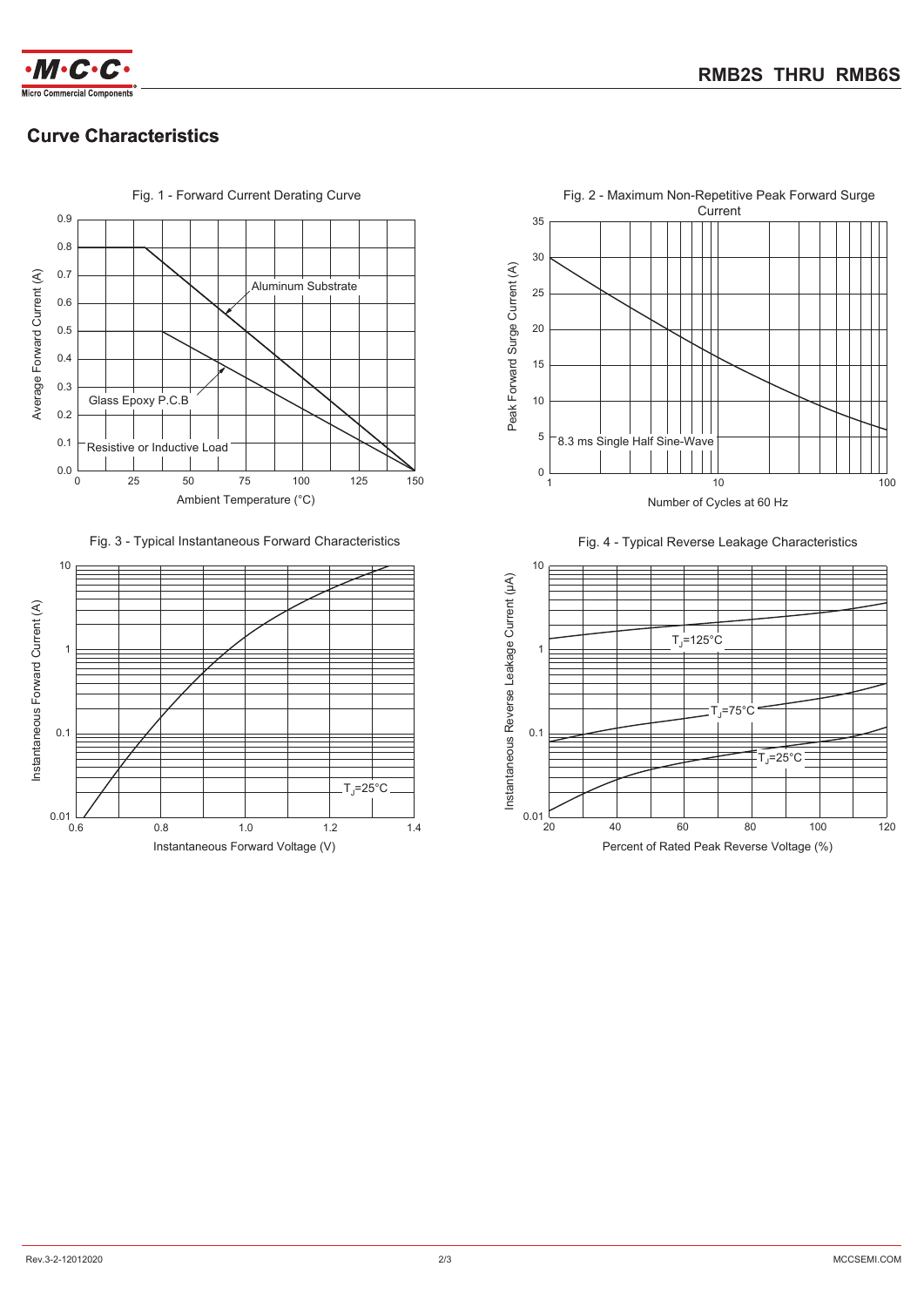## Curve Characteristics

Fig. 1 - Forward Current Derating Curve

Average Forward Current (A)

0.9
0.8
0.7
0.6
0.5
0.4
0.3
0.2
0.1
0.0

Aluminum Substrate

Glass Epoxy P.C.B

Resistive or Inductive Load

0 25 50 75 100 125 150

Ambient Temperature (°C)

Fig. 2 - Maximum Non-Repetitive Peak Forward Surge Current

Peak Forward Surge Current (A)

35
30
25
20
15
10
5
0

8.3 ms Single Half Sine-Wave

1 10 100

Number of Cycles at 60 Hz

Fig. 3 - Typical Instantaneous Forward Characteristics

Instantaneous Forward Current (A)

10
1
0.1
0.01

$T_J$=25°C

0.6 0.8 1.0 1.2 1.4

Instantaneous Forward Voltage (V)

Fig. 4 - Typical Reverse Leakage Characteristics

Instantaneous Reverse Leakage Current (μA)

10
1
0.1
0.01

$T_J$=125°C

$T_J$=75°C

$T_J$=25°C

20 40 60 80 100 120

Percent of Rated Peak Reverse Voltage (%)

Rev.3-2-12012020

MCCSEMI.COM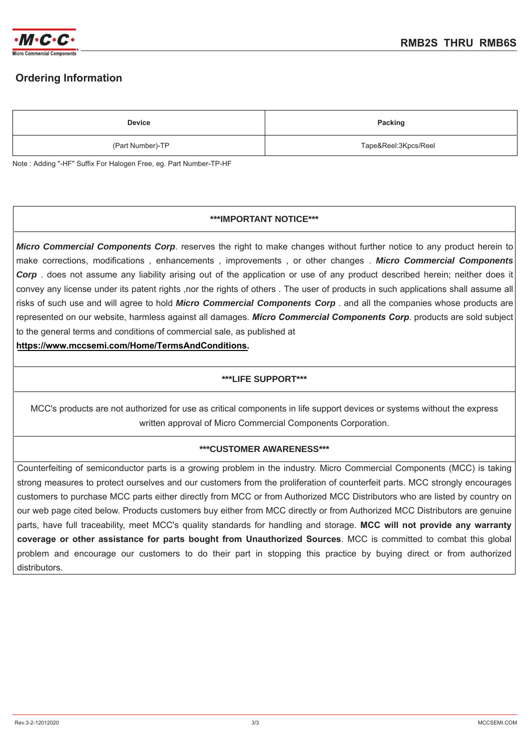## Ordering Information

| Device | Packing |
|---|---|
| (Part Number)-TP | Tape&Reel:3Kpcs/Reel |

Note : Adding "-HF" Suffix For Halogen Free, eg. Part Number-TP-HF

**\*\*\*IMPORTANT NOTICE\*\*\***

***Micro Commercial Components Corp***. reserves the right to make changes without further notice to any product herein to make corrections, modifications , enhancements , improvements , or other changes . ***Micro Commercial Components Corp*** . does not assume any liability arising out of the application or use of any product described herein; neither does it convey any license under its patent rights ,nor the rights of others . The user of products in such applications shall assume all risks of such use and will agree to hold ***Micro Commercial Components Corp*** . and all the companies whose products are represented on our website, harmless against all damages. ***Micro Commercial Components Corp***. products are sold subject to the general terms and conditions of commercial sale, as published at

**https://www.mccsemi.com/Home/TermsAndConditions.**

**\*\*\*LIFE SUPPORT\*\*\***

MCC's products are not authorized for use as critical components in life support devices or systems without the express written approval of Micro Commercial Components Corporation.

**\*\*\*CUSTOMER AWARENESS\*\*\***

Counterfeiting of semiconductor parts is a growing problem in the industry. Micro Commercial Components (MCC) is taking strong measures to protect ourselves and our customers from the proliferation of counterfeit parts. MCC strongly encourages customers to purchase MCC parts either directly from MCC or from Authorized MCC Distributors who are listed by country on our web page cited below. Products customers buy either from MCC directly or from Authorized MCC Distributors are genuine parts, have full traceability, meet MCC's quality standards for handling and storage. **MCC will not provide any warranty coverage or other assistance for parts bought from Unauthorized Sources**. MCC is committed to combat this global problem and encourage our customers to do their part in stopping this practice by buying direct or from authorized distributors.